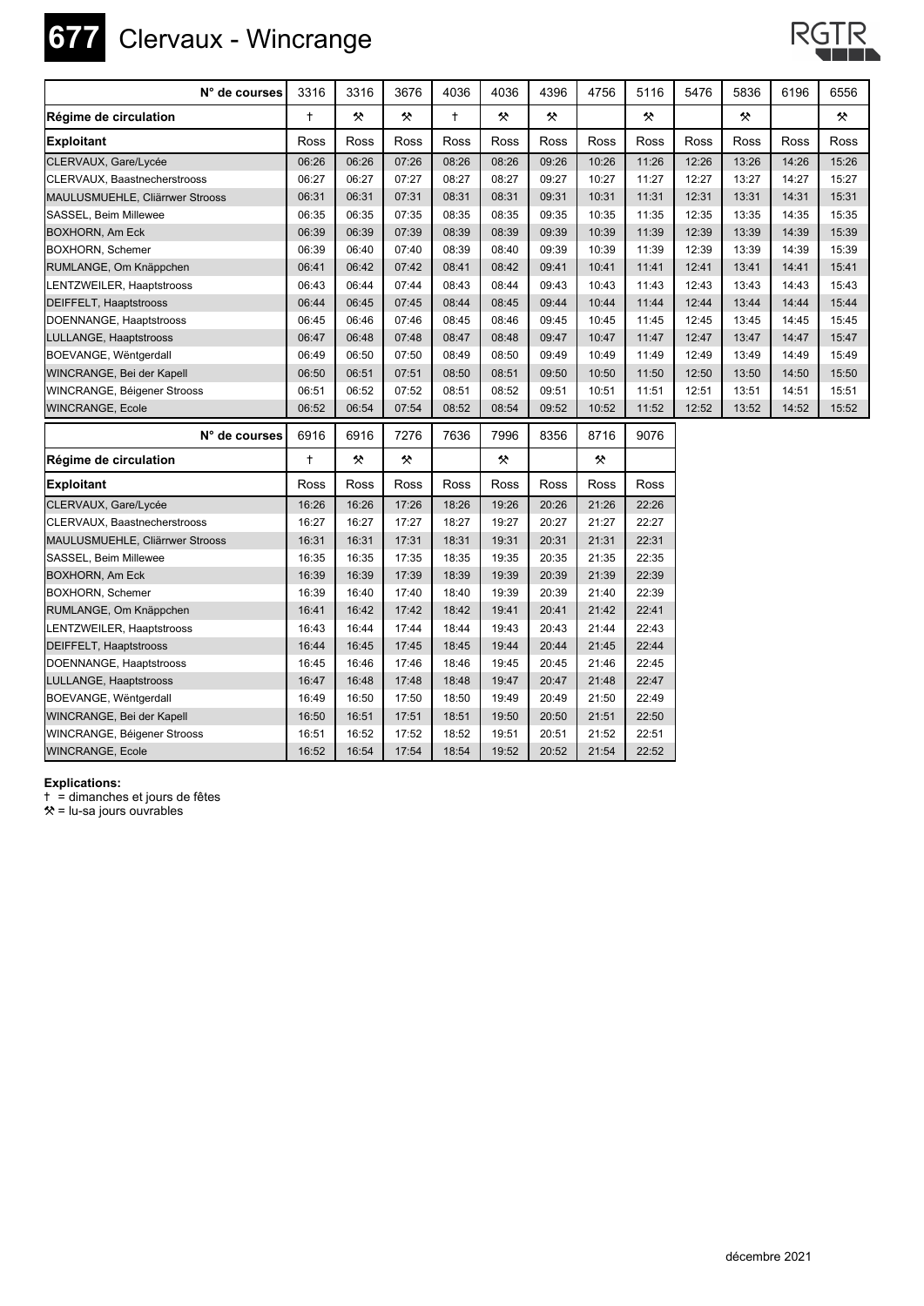# 677 Clervaux - Wincrange

| N° de courses | 3316 | 3316 | 3676 | 4036 | 4036 | 4396 | 4756 | 5116 | 5476 | 5836 | 6196 | 6556 |
|---|---|---|---|---|---|---|---|---|---|---|---|---|
| **Régime de circulation** | † | ⚒ | ⚒ | † | ⚒ | ⚒ | | ⚒ | | ⚒ | | ⚒ |
| **Exploitant** | Ross | Ross | Ross | Ross | Ross | Ross | Ross | Ross | Ross | Ross | Ross | Ross |
| CLERVAUX, Gare/Lycée | 06:26 | 06:26 | 07:26 | 08:26 | 08:26 | 09:26 | 10:26 | 11:26 | 12:26 | 13:26 | 14:26 | 15:26 |
| CLERVAUX, Baastnecherstrooss | 06:27 | 06:27 | 07:27 | 08:27 | 08:27 | 09:27 | 10:27 | 11:27 | 12:27 | 13:27 | 14:27 | 15:27 |
| MAULUSMUEHLE, Cliärrwer Strooss | 06:31 | 06:31 | 07:31 | 08:31 | 08:31 | 09:31 | 10:31 | 11:31 | 12:31 | 13:31 | 14:31 | 15:31 |
| SASSEL, Beim Millewee | 06:35 | 06:35 | 07:35 | 08:35 | 08:35 | 09:35 | 10:35 | 11:35 | 12:35 | 13:35 | 14:35 | 15:35 |
| BOXHORN, Am Eck | 06:39 | 06:39 | 07:39 | 08:39 | 08:39 | 09:39 | 10:39 | 11:39 | 12:39 | 13:39 | 14:39 | 15:39 |
| BOXHORN, Schemer | 06:39 | 06:40 | 07:40 | 08:39 | 08:40 | 09:39 | 10:39 | 11:39 | 12:39 | 13:39 | 14:39 | 15:39 |
| RUMLANGE, Om Knäppchen | 06:41 | 06:42 | 07:42 | 08:41 | 08:42 | 09:41 | 10:41 | 11:41 | 12:41 | 13:41 | 14:41 | 15:41 |
| LENTZWEILER, Haaptstrooss | 06:43 | 06:44 | 07:44 | 08:43 | 08:44 | 09:43 | 10:43 | 11:43 | 12:43 | 13:43 | 14:43 | 15:43 |
| DEIFFELT, Haaptstrooss | 06:44 | 06:45 | 07:45 | 08:44 | 08:45 | 09:44 | 10:44 | 11:44 | 12:44 | 13:44 | 14:44 | 15:44 |
| DOENNANGE, Haaptstrooss | 06:45 | 06:46 | 07:46 | 08:45 | 08:46 | 09:45 | 10:45 | 11:45 | 12:45 | 13:45 | 14:45 | 15:45 |
| LULLANGE, Haaptstrooss | 06:47 | 06:48 | 07:48 | 08:47 | 08:48 | 09:47 | 10:47 | 11:47 | 12:47 | 13:47 | 14:47 | 15:47 |
| BOEVANGE, Wëntgerdall | 06:49 | 06:50 | 07:50 | 08:49 | 08:50 | 09:49 | 10:49 | 11:49 | 12:49 | 13:49 | 14:49 | 15:49 |
| WINCRANGE, Bei der Kapell | 06:50 | 06:51 | 07:51 | 08:50 | 08:51 | 09:50 | 10:50 | 11:50 | 12:50 | 13:50 | 14:50 | 15:50 |
| WINCRANGE, Béigener Strooss | 06:51 | 06:52 | 07:52 | 08:51 | 08:52 | 09:51 | 10:51 | 11:51 | 12:51 | 13:51 | 14:51 | 15:51 |
| WINCRANGE, Ecole | 06:52 | 06:54 | 07:54 | 08:52 | 08:54 | 09:52 | 10:52 | 11:52 | 12:52 | 13:52 | 14:52 | 15:52 |

| N° de courses | 6916 | 6916 | 7276 | 7636 | 7996 | 8356 | 8716 | 9076 |
|---|---|---|---|---|---|---|---|---|
| **Régime de circulation** | † | ⚒ | ⚒ | | ⚒ | | ⚒ | |
| **Exploitant** | Ross | Ross | Ross | Ross | Ross | Ross | Ross | Ross |
| CLERVAUX, Gare/Lycée | 16:26 | 16:26 | 17:26 | 18:26 | 19:26 | 20:26 | 21:26 | 22:26 |
| CLERVAUX, Baastnecherstrooss | 16:27 | 16:27 | 17:27 | 18:27 | 19:27 | 20:27 | 21:27 | 22:27 |
| MAULUSMUEHLE, Cliärrwer Strooss | 16:31 | 16:31 | 17:31 | 18:31 | 19:31 | 20:31 | 21:31 | 22:31 |
| SASSEL, Beim Millewee | 16:35 | 16:35 | 17:35 | 18:35 | 19:35 | 20:35 | 21:35 | 22:35 |
| BOXHORN, Am Eck | 16:39 | 16:39 | 17:39 | 18:39 | 19:39 | 20:39 | 21:39 | 22:39 |
| BOXHORN, Schemer | 16:39 | 16:40 | 17:40 | 18:40 | 19:39 | 20:39 | 21:40 | 22:39 |
| RUMLANGE, Om Knäppchen | 16:41 | 16:42 | 17:42 | 18:42 | 19:41 | 20:41 | 21:42 | 22:41 |
| LENTZWEILER, Haaptstrooss | 16:43 | 16:44 | 17:44 | 18:44 | 19:43 | 20:43 | 21:44 | 22:43 |
| DEIFFELT, Haaptstrooss | 16:44 | 16:45 | 17:45 | 18:45 | 19:44 | 20:44 | 21:45 | 22:44 |
| DOENNANGE, Haaptstrooss | 16:45 | 16:46 | 17:46 | 18:46 | 19:45 | 20:45 | 21:46 | 22:45 |
| LULLANGE, Haaptstrooss | 16:47 | 16:48 | 17:48 | 18:48 | 19:47 | 20:47 | 21:48 | 22:47 |
| BOEVANGE, Wëntgerdall | 16:49 | 16:50 | 17:50 | 18:50 | 19:49 | 20:49 | 21:50 | 22:49 |
| WINCRANGE, Bei der Kapell | 16:50 | 16:51 | 17:51 | 18:51 | 19:50 | 20:50 | 21:51 | 22:50 |
| WINCRANGE, Béigener Strooss | 16:51 | 16:52 | 17:52 | 18:52 | 19:51 | 20:51 | 21:52 | 22:51 |
| WINCRANGE, Ecole | 16:52 | 16:54 | 17:54 | 18:54 | 19:52 | 20:52 | 21:54 | 22:52 |

**Explications:**
† = dimanches et jours de fêtes
⚒ = lu-sa jours ouvrables

décembre 2021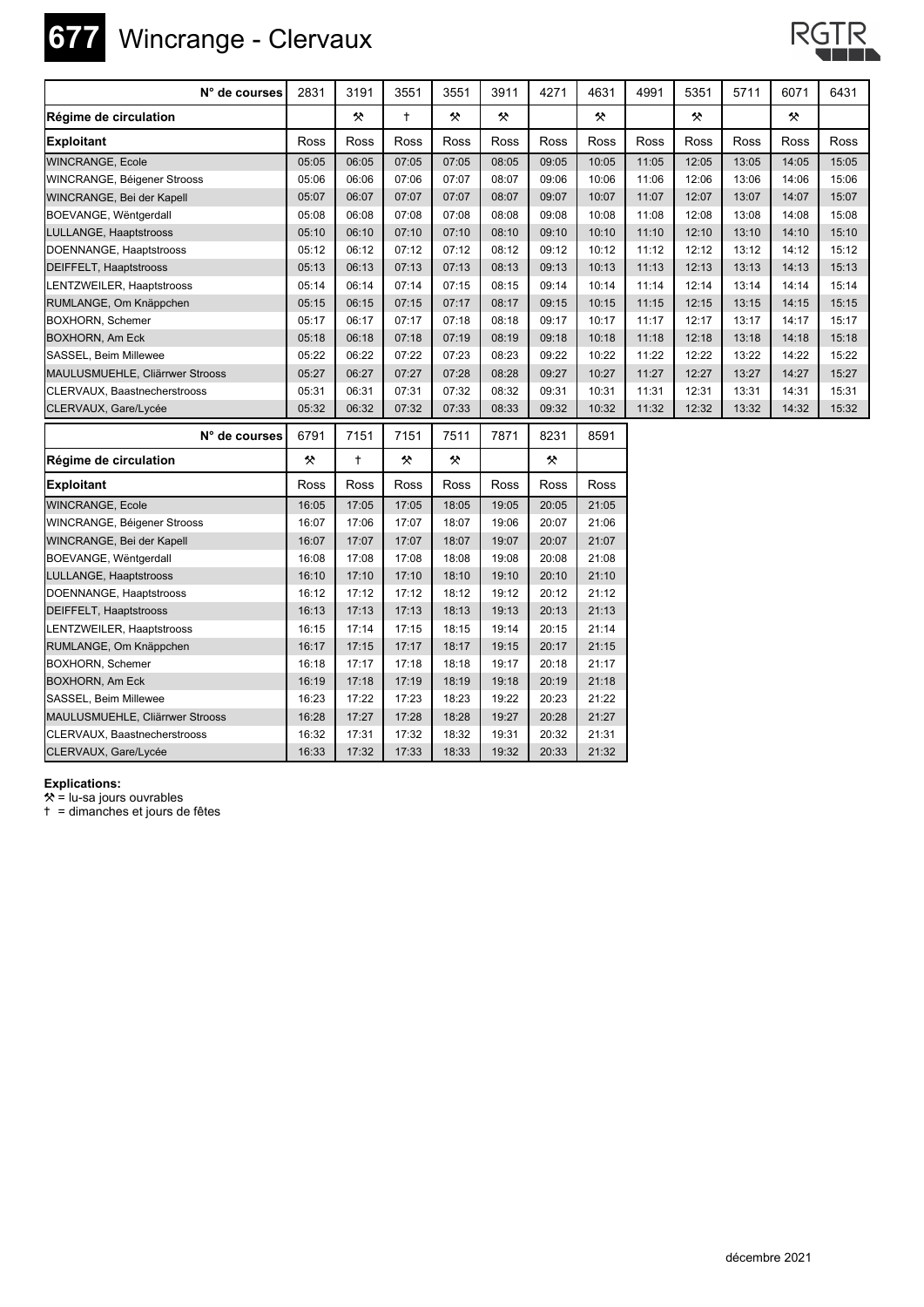# 677 Wincrange - Clervaux

| N° de courses | 2831 | 3191 | 3551 | 3551 | 3911 | 4271 | 4631 | 4991 | 5351 | 5711 | 6071 | 6431 |
|---|---|---|---|---|---|---|---|---|---|---|---|---|
| Régime de circulation | | ⚒ | † | ⚒ | ⚒ | | ⚒ | | ⚒ | | ⚒ | |
| Exploitant | Ross | Ross | Ross | Ross | Ross | Ross | Ross | Ross | Ross | Ross | Ross | Ross |
| WINCRANGE, Ecole | 05:05 | 06:05 | 07:05 | 07:05 | 08:05 | 09:05 | 10:05 | 11:05 | 12:05 | 13:05 | 14:05 | 15:05 |
| WINCRANGE, Béigener Strooss | 05:06 | 06:06 | 07:06 | 07:07 | 08:07 | 09:06 | 10:06 | 11:06 | 12:06 | 13:06 | 14:06 | 15:06 |
| WINCRANGE, Bei der Kapell | 05:07 | 06:07 | 07:07 | 07:07 | 08:07 | 09:07 | 10:07 | 11:07 | 12:07 | 13:07 | 14:07 | 15:07 |
| BOEVANGE, Wëntgerdall | 05:08 | 06:08 | 07:08 | 07:08 | 08:08 | 09:08 | 10:08 | 11:08 | 12:08 | 13:08 | 14:08 | 15:08 |
| LULLANGE, Haaptstrooss | 05:10 | 06:10 | 07:10 | 07:10 | 08:10 | 09:10 | 10:10 | 11:10 | 12:10 | 13:10 | 14:10 | 15:10 |
| DOENNANGE, Haaptstrooss | 05:12 | 06:12 | 07:12 | 07:12 | 08:12 | 09:12 | 10:12 | 11:12 | 12:12 | 13:12 | 14:12 | 15:12 |
| DEIFFELT, Haaptstrooss | 05:13 | 06:13 | 07:13 | 07:13 | 08:13 | 09:13 | 10:13 | 11:13 | 12:13 | 13:13 | 14:13 | 15:13 |
| LENTZWEILER, Haaptstrooss | 05:14 | 06:14 | 07:14 | 07:15 | 08:15 | 09:14 | 10:14 | 11:14 | 12:14 | 13:14 | 14:14 | 15:14 |
| RUMLANGE, Om Knäppchen | 05:15 | 06:15 | 07:15 | 07:17 | 08:17 | 09:15 | 10:15 | 11:15 | 12:15 | 13:15 | 14:15 | 15:15 |
| BOXHORN, Schemer | 05:17 | 06:17 | 07:17 | 07:18 | 08:18 | 09:17 | 10:17 | 11:17 | 12:17 | 13:17 | 14:17 | 15:17 |
| BOXHORN, Am Eck | 05:18 | 06:18 | 07:18 | 07:19 | 08:19 | 09:18 | 10:18 | 11:18 | 12:18 | 13:18 | 14:18 | 15:18 |
| SASSEL, Beim Millewee | 05:22 | 06:22 | 07:22 | 07:23 | 08:23 | 09:22 | 10:22 | 11:22 | 12:22 | 13:22 | 14:22 | 15:22 |
| MAULUSMUEHLE, Cliärrwer Strooss | 05:27 | 06:27 | 07:27 | 07:28 | 08:28 | 09:27 | 10:27 | 11:27 | 12:27 | 13:27 | 14:27 | 15:27 |
| CLERVAUX, Baastnecherstrooss | 05:31 | 06:31 | 07:31 | 07:32 | 08:32 | 09:31 | 10:31 | 11:31 | 12:31 | 13:31 | 14:31 | 15:31 |
| CLERVAUX, Gare/Lycée | 05:32 | 06:32 | 07:32 | 07:33 | 08:33 | 09:32 | 10:32 | 11:32 | 12:32 | 13:32 | 14:32 | 15:32 |

| N° de courses | 6791 | 7151 | 7151 | 7511 | 7871 | 8231 | 8591 |
|---|---|---|---|---|---|---|---|
| Régime de circulation | ⚒ | † | ⚒ | ⚒ | | ⚒ | |
| Exploitant | Ross | Ross | Ross | Ross | Ross | Ross | Ross |
| WINCRANGE, Ecole | 16:05 | 17:05 | 17:05 | 18:05 | 19:05 | 20:05 | 21:05 |
| WINCRANGE, Béigener Strooss | 16:07 | 17:06 | 17:07 | 18:07 | 19:06 | 20:07 | 21:06 |
| WINCRANGE, Bei der Kapell | 16:07 | 17:07 | 17:07 | 18:07 | 19:07 | 20:07 | 21:07 |
| BOEVANGE, Wëntgerdall | 16:08 | 17:08 | 17:08 | 18:08 | 19:08 | 20:08 | 21:08 |
| LULLANGE, Haaptstrooss | 16:10 | 17:10 | 17:10 | 18:10 | 19:10 | 20:10 | 21:10 |
| DOENNANGE, Haaptstrooss | 16:12 | 17:12 | 17:12 | 18:12 | 19:12 | 20:12 | 21:12 |
| DEIFFELT, Haaptstrooss | 16:13 | 17:13 | 17:13 | 18:13 | 19:13 | 20:13 | 21:13 |
| LENTZWEILER, Haaptstrooss | 16:15 | 17:14 | 17:15 | 18:15 | 19:14 | 20:15 | 21:14 |
| RUMLANGE, Om Knäppchen | 16:17 | 17:15 | 17:17 | 18:17 | 19:15 | 20:17 | 21:15 |
| BOXHORN, Schemer | 16:18 | 17:17 | 17:18 | 18:18 | 19:17 | 20:18 | 21:17 |
| BOXHORN, Am Eck | 16:19 | 17:18 | 17:19 | 18:19 | 19:18 | 20:19 | 21:18 |
| SASSEL, Beim Millewee | 16:23 | 17:22 | 17:23 | 18:23 | 19:22 | 20:23 | 21:22 |
| MAULUSMUEHLE, Cliärrwer Strooss | 16:28 | 17:27 | 17:28 | 18:28 | 19:27 | 20:28 | 21:27 |
| CLERVAUX, Baastnecherstrooss | 16:32 | 17:31 | 17:32 | 18:32 | 19:31 | 20:32 | 21:31 |
| CLERVAUX, Gare/Lycée | 16:33 | 17:32 | 17:33 | 18:33 | 19:32 | 20:33 | 21:32 |

**Explications:**
⚒ = lu-sa jours ouvrables
† = dimanches et jours de fêtes

décembre 2021